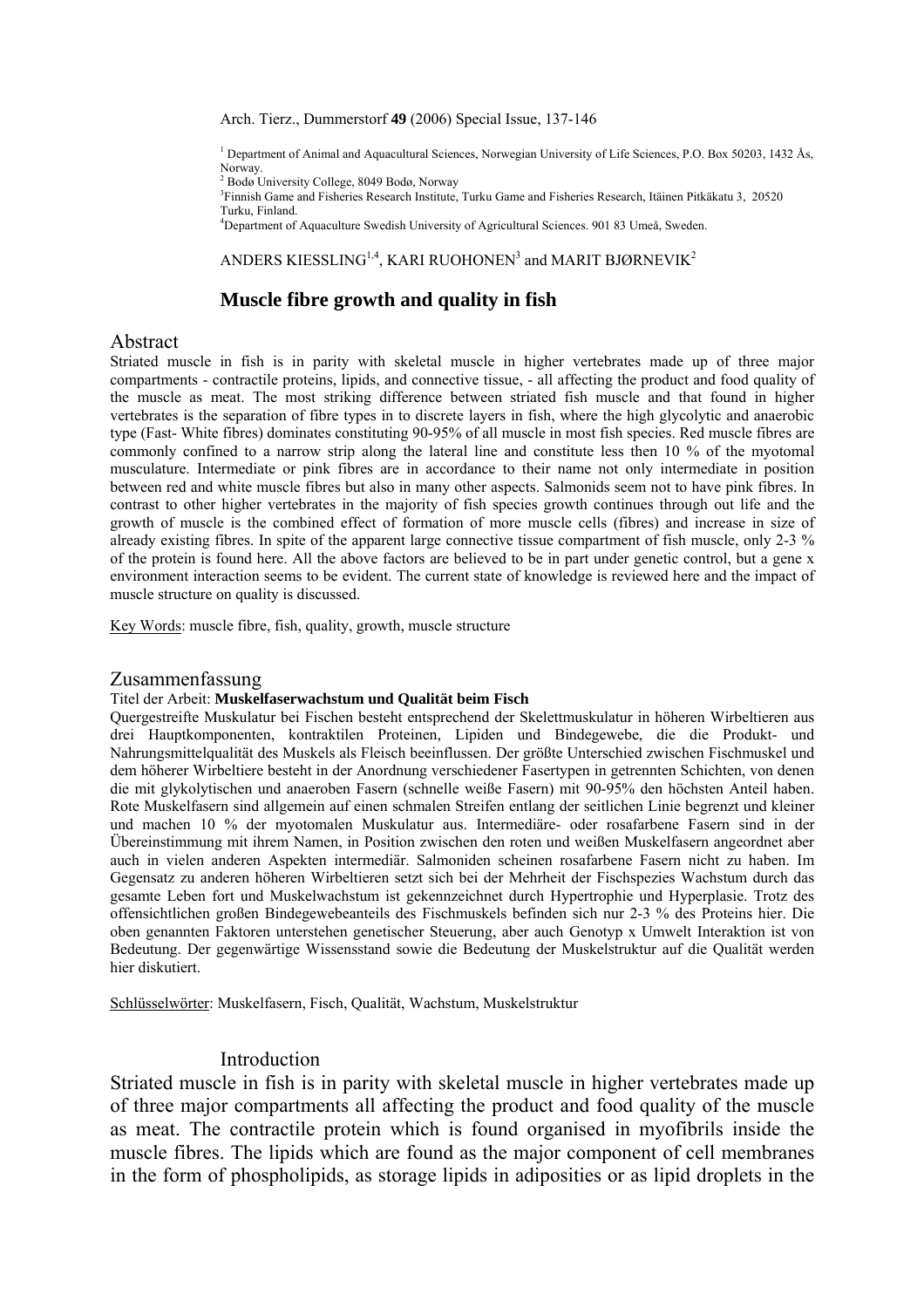[1] Department of Animal and Aquacultural Sciences, Norwegian University of Life Sciences, P.O. Box 50203, 1432 Ås, Norway.
[2] Bodø University College, 8049 Bodø, Norway
[3] Finnish Game and Fisheries Research Institute, Turku Game and Fisheries Research, Itäinen Pitkäkatu 3, 20520 Turku, Finland.
[4] Department of Aquaculture Swedish University of Agricultural Sciences. 901 83 Umeå, Sweden.

ANDERS KIESSLING[1,4], KARI RUOHONEN[3] and MARIT BJØRNEVIK[2]

# Muscle fibre growth and quality in fish

## Abstract

Striated muscle in fish is in parity with skeletal muscle in higher vertebrates made up of three major compartments - contractile proteins, lipids, and connective tissue, - all affecting the product and food quality of the muscle as meat. The most striking difference between striated fish muscle and that found in higher vertebrates is the separation of fibre types in to discrete layers in fish, where the high glycolytic and anaerobic type (Fast- White fibres) dominates constituting 90-95% of all muscle in most fish species. Red muscle fibres are commonly confined to a narrow strip along the lateral line and constitute less then 10 % of the myotomal musculature. Intermediate or pink fibres are in accordance to their name not only intermediate in position between red and white muscle fibres but also in many other aspects. Salmonids seem not to have pink fibres. In contrast to other higher vertebrates in the majority of fish species growth continues through out life and the growth of muscle is the combined effect of formation of more muscle cells (fibres) and increase in size of already existing fibres. In spite of the apparent large connective tissue compartment of fish muscle, only 2-3 % of the protein is found here. All the above factors are believed to be in part under genetic control, but a gene x environment interaction seems to be evident. The current state of knowledge is reviewed here and the impact of muscle structure on quality is discussed.

Key Words: muscle fibre, fish, quality, growth, muscle structure

## Zusammenfassung

Titel der Arbeit: **Muskelfaserwachstum und Qualität beim Fisch**

Quergestreifte Muskulatur bei Fischen besteht entsprechend der Skelettmuskulatur in höheren Wirbeltieren aus drei Hauptkomponenten, kontraktilen Proteinen, Lipiden und Bindegewebe, die die Produkt- und Nahrungsmittelqualität des Muskels als Fleisch beeinflussen. Der größte Unterschied zwischen Fischmuskel und dem höherer Wirbeltiere besteht in der Anordnung verschiedener Fasertypen in getrennten Schichten, von denen die mit glykolytischen und anaeroben Fasern (schnelle weiße Fasern) mit 90-95% den höchsten Anteil haben. Rote Muskelfasern sind allgemein auf einen schmalen Streifen entlang der seitlichen Linie begrenzt und kleiner und machen 10 % der myotomalen Muskulatur aus. Intermediäre- oder rosafarbene Fasern sind in der Übereinstimmung mit ihrem Namen, in Position zwischen den roten und weißen Muskelfasern angeordnet aber auch in vielen anderen Aspekten intermediär. Salmoniden scheinen rosafarbene Fasern nicht zu haben. Im Gegensatz zu anderen höheren Wirbeltieren setzt sich bei der Mehrheit der Fischspezies Wachstum durch das gesamte Leben fort und Muskelwachstum ist gekennzeichnet durch Hypertrophie und Hyperplasie. Trotz des offensichtlichen großen Bindegewebeanteils des Fischmuskels befinden sich nur 2-3 % des Proteins hier. Die oben genannten Faktoren unterstehen genetischer Steuerung, aber auch Genotyp x Umwelt Interaktion ist von Bedeutung. Der gegenwärtige Wissensstand sowie die Bedeutung der Muskelstruktur auf die Qualität werden hier diskutiert.

Schlüsselwörter: Muskelfasern, Fisch, Qualität, Wachstum, Muskelstruktur

## Introduction

Striated muscle in fish is in parity with skeletal muscle in higher vertebrates made up of three major compartments all affecting the product and food quality of the muscle as meat. The contractile protein which is found organised in myofibrils inside the muscle fibres. The lipids which are found as the major component of cell membranes in the form of phospholipids, as storage lipids in adiposities or as lipid droplets in the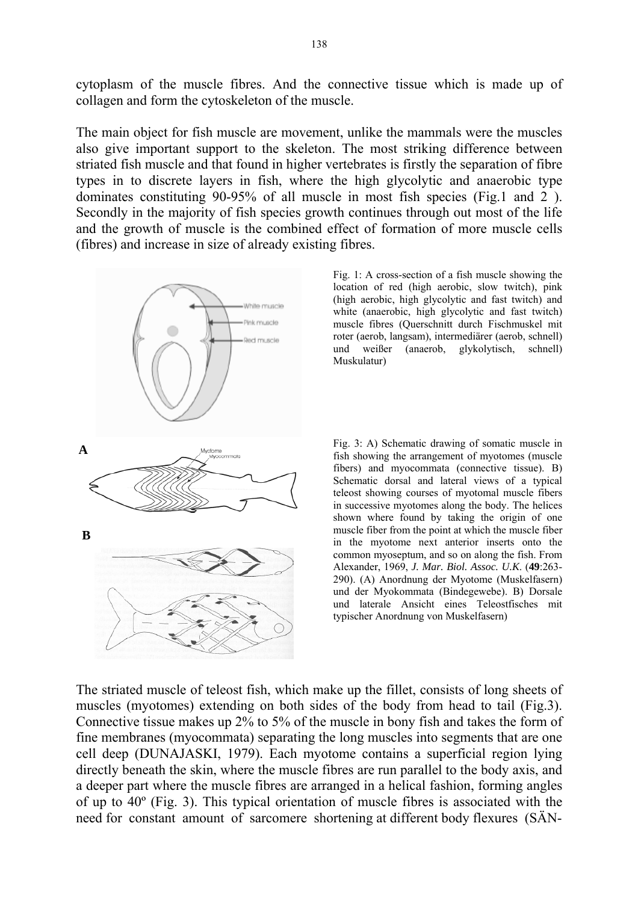cytoplasm of the muscle fibres. And the connective tissue which is made up of collagen and form the cytoskeleton of the muscle.

The main object for fish muscle are movement, unlike the mammals were the muscles also give important support to the skeleton. The most striking difference between striated fish muscle and that found in higher vertebrates is firstly the separation of fibre types in to discrete layers in fish, where the high glycolytic and anaerobic type dominates constituting 90-95% of all muscle in most fish species (Fig.1 and 2 ). Secondly in the majority of fish species growth continues through out most of the life and the growth of muscle is the combined effect of formation of more muscle cells (fibres) and increase in size of already existing fibres.

Fig. 1: A cross-section of a fish muscle showing the location of red (high aerobic, slow twitch), pink (high aerobic, high glycolytic and fast twitch) and white (anaerobic, high glycolytic and fast twitch) muscle fibres (Querschnitt durch Fischmuskel mit roter (aerob, langsam), intermediärer (aerob, schnell) und weißer (anaerob, glykolytisch, schnell) Muskulatur)

Fig. 3: A) Schematic drawing of somatic muscle in fish showing the arrangement of myotomes (muscle fibers) and myocommata (connective tissue). B) Schematic dorsal and lateral views of a typical teleost showing courses of myotomal muscle fibers in successive myotomes along the body. The helices shown where found by taking the origin of one muscle fiber from the point at which the muscle fiber in the myotome next anterior inserts onto the common myoseptum, and so on along the fish. From Alexander, 1969, *J. Mar. Biol. Assoc. U.K.* (**49**:263-290). (A) Anordnung der Myotome (Muskelfasern) und der Myokommata (Bindegewebe). B) Dorsale und laterale Ansicht eines Teleostfisches mit typischer Anordnung von Muskelfasern)

The striated muscle of teleost fish, which make up the fillet, consists of long sheets of muscles (myotomes) extending on both sides of the body from head to tail (Fig.3). Connective tissue makes up 2% to 5% of the muscle in bony fish and takes the form of fine membranes (myocommata) separating the long muscles into segments that are one cell deep (DUNAJASKI, 1979). Each myotome contains a superficial region lying directly beneath the skin, where the muscle fibres are run parallel to the body axis, and a deeper part where the muscle fibres are arranged in a helical fashion, forming angles of up to 40º (Fig. 3). This typical orientation of muscle fibres is associated with the need for constant amount of sarcomere shortening at different body flexures (SÄN-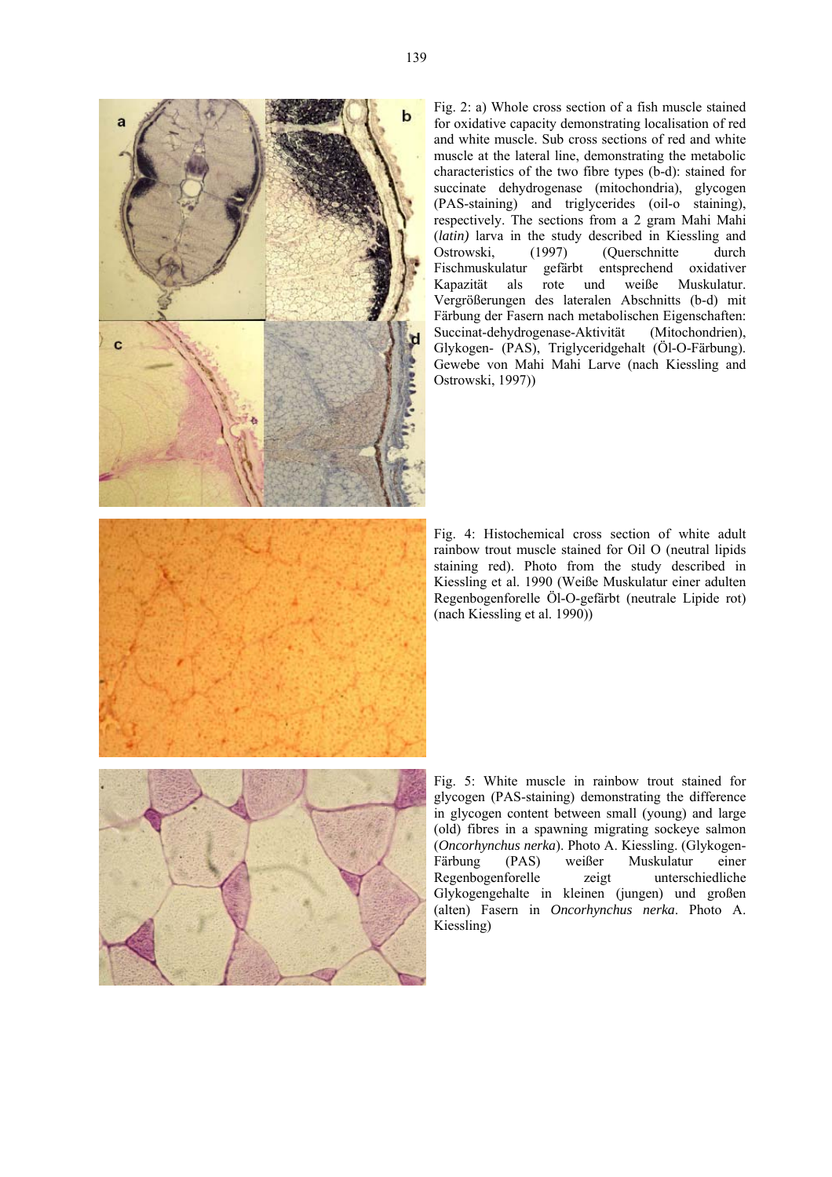Fig. 2: a) Whole cross section of a fish muscle stained for oxidative capacity demonstrating localisation of red and white muscle. Sub cross sections of red and white muscle at the lateral line, demonstrating the metabolic characteristics of the two fibre types (b-d): stained for succinate dehydrogenase (mitochondria), glycogen (PAS-staining) and triglycerides (oil-o staining), respectively. The sections from a 2 gram Mahi Mahi (*latin)* larva in the study described in Kiessling and Ostrowski, (1997) (Querschnitte durch Fischmuskulatur gefärbt entsprechend oxidativer Kapazität als rote und weiße Muskulatur. Vergrößerungen des lateralen Abschnitts (b-d) mit Färbung der Fasern nach metabolischen Eigenschaften: Succinat-dehydrogenase-Aktivität (Mitochondrien), Glykogen- (PAS), Triglyceridgehalt (Öl-O-Färbung). Gewebe von Mahi Mahi Larve (nach Kiessling and Ostrowski, 1997))

Fig. 4: Histochemical cross section of white adult rainbow trout muscle stained for Oil O (neutral lipids staining red). Photo from the study described in Kiessling et al. 1990 (Weiße Muskulatur einer adulten Regenbogenforelle Öl-O-gefärbt (neutrale Lipide rot) (nach Kiessling et al. 1990))

Fig. 5: White muscle in rainbow trout stained for glycogen (PAS-staining) demonstrating the difference in glycogen content between small (young) and large (old) fibres in a spawning migrating sockeye salmon (*Oncorhynchus nerka*). Photo A. Kiessling. (Glykogen-Färbung (PAS) weißer Muskulatur einer Regenbogenforelle zeigt unterschiedliche Glykogengehalte in kleinen (jungen) und großen (alten) Fasern in *Oncorhynchus nerka*. Photo A. Kiessling)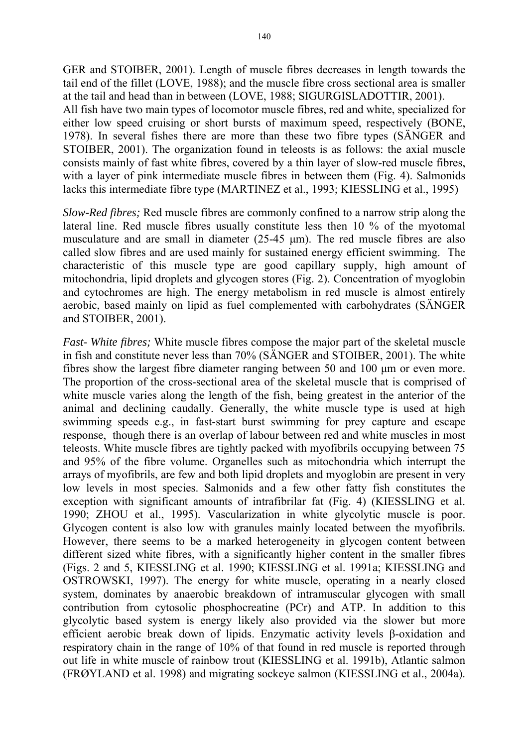GER and STOIBER, 2001). Length of muscle fibres decreases in length towards the tail end of the fillet (LOVE, 1988); and the muscle fibre cross sectional area is smaller at the tail and head than in between (LOVE, 1988; SIGURGISLADOTTIR, 2001).
All fish have two main types of locomotor muscle fibres, red and white, specialized for either low speed cruising or short bursts of maximum speed, respectively (BONE, 1978). In several fishes there are more than these two fibre types (SÄNGER and STOIBER, 2001). The organization found in teleosts is as follows: the axial muscle consists mainly of fast white fibres, covered by a thin layer of slow-red muscle fibres, with a layer of pink intermediate muscle fibres in between them (Fig. 4). Salmonids lacks this intermediate fibre type (MARTINEZ et al., 1993; KIESSLING et al., 1995)

*Slow-Red fibres;* Red muscle fibres are commonly confined to a narrow strip along the lateral line. Red muscle fibres usually constitute less then 10 % of the myotomal musculature and are small in diameter (25-45 μm). The red muscle fibres are also called slow fibres and are used mainly for sustained energy efficient swimming. The characteristic of this muscle type are good capillary supply, high amount of mitochondria, lipid droplets and glycogen stores (Fig. 2). Concentration of myoglobin and cytochromes are high. The energy metabolism in red muscle is almost entirely aerobic, based mainly on lipid as fuel complemented with carbohydrates (SÄNGER and STOIBER, 2001).

*Fast- White fibres;* White muscle fibres compose the major part of the skeletal muscle in fish and constitute never less than 70% (SÄNGER and STOIBER, 2001). The white fibres show the largest fibre diameter ranging between 50 and 100 μm or even more. The proportion of the cross-sectional area of the skeletal muscle that is comprised of white muscle varies along the length of the fish, being greatest in the anterior of the animal and declining caudally. Generally, the white muscle type is used at high swimming speeds e.g., in fast-start burst swimming for prey capture and escape response, though there is an overlap of labour between red and white muscles in most teleosts. White muscle fibres are tightly packed with myofibrils occupying between 75 and 95% of the fibre volume. Organelles such as mitochondria which interrupt the arrays of myofibrils, are few and both lipid droplets and myoglobin are present in very low levels in most species. Salmonids and a few other fatty fish constitutes the exception with significant amounts of intrafibrilar fat (Fig. 4) (KIESSLING et al. 1990; ZHOU et al., 1995). Vascularization in white glycolytic muscle is poor. Glycogen content is also low with granules mainly located between the myofibrils. However, there seems to be a marked heterogeneity in glycogen content between different sized white fibres, with a significantly higher content in the smaller fibres (Figs. 2 and 5, KIESSLING et al. 1990; KIESSLING et al. 1991a; KIESSLING and OSTROWSKI, 1997). The energy for white muscle, operating in a nearly closed system, dominates by anaerobic breakdown of intramuscular glycogen with small contribution from cytosolic phosphocreatine (PCr) and ATP. In addition to this glycolytic based system is energy likely also provided via the slower but more efficient aerobic break down of lipids. Enzymatic activity levels β-oxidation and respiratory chain in the range of 10% of that found in red muscle is reported through out life in white muscle of rainbow trout (KIESSLING et al. 1991b), Atlantic salmon (FRØYLAND et al. 1998) and migrating sockeye salmon (KIESSLING et al., 2004a).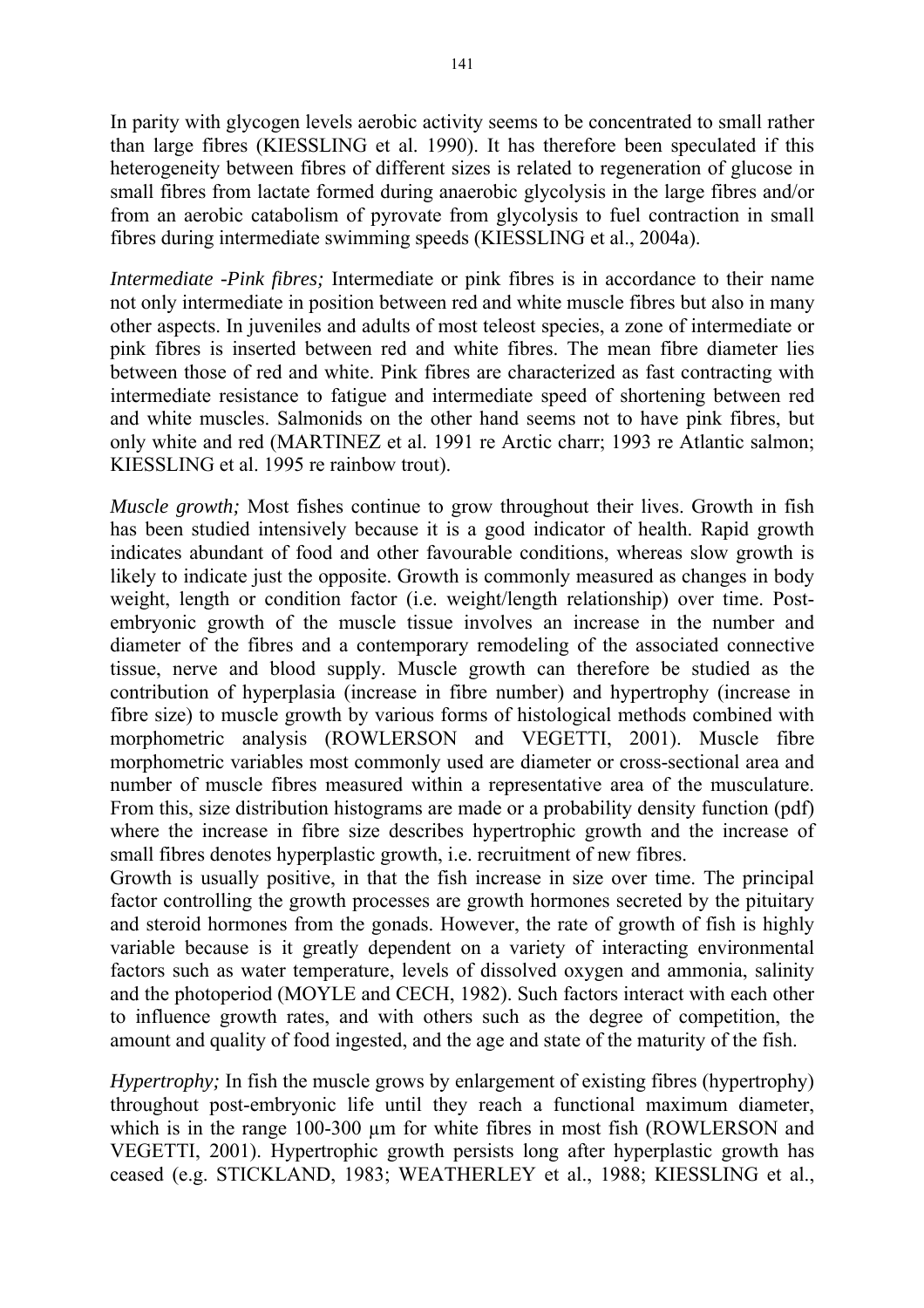In parity with glycogen levels aerobic activity seems to be concentrated to small rather than large fibres (KIESSLING et al. 1990). It has therefore been speculated if this heterogeneity between fibres of different sizes is related to regeneration of glucose in small fibres from lactate formed during anaerobic glycolysis in the large fibres and/or from an aerobic catabolism of pyrovate from glycolysis to fuel contraction in small fibres during intermediate swimming speeds (KIESSLING et al., 2004a).

*Intermediate -Pink fibres;* Intermediate or pink fibres is in accordance to their name not only intermediate in position between red and white muscle fibres but also in many other aspects. In juveniles and adults of most teleost species, a zone of intermediate or pink fibres is inserted between red and white fibres. The mean fibre diameter lies between those of red and white. Pink fibres are characterized as fast contracting with intermediate resistance to fatigue and intermediate speed of shortening between red and white muscles. Salmonids on the other hand seems not to have pink fibres, but only white and red (MARTINEZ et al. 1991 re Arctic charr; 1993 re Atlantic salmon; KIESSLING et al. 1995 re rainbow trout).

*Muscle growth;* Most fishes continue to grow throughout their lives. Growth in fish has been studied intensively because it is a good indicator of health. Rapid growth indicates abundant of food and other favourable conditions, whereas slow growth is likely to indicate just the opposite. Growth is commonly measured as changes in body weight, length or condition factor (i.e. weight/length relationship) over time. Post-embryonic growth of the muscle tissue involves an increase in the number and diameter of the fibres and a contemporary remodeling of the associated connective tissue, nerve and blood supply. Muscle growth can therefore be studied as the contribution of hyperplasia (increase in fibre number) and hypertrophy (increase in fibre size) to muscle growth by various forms of histological methods combined with morphometric analysis (ROWLERSON and VEGETTI, 2001). Muscle fibre morphometric variables most commonly used are diameter or cross-sectional area and number of muscle fibres measured within a representative area of the musculature. From this, size distribution histograms are made or a probability density function (pdf) where the increase in fibre size describes hypertrophic growth and the increase of small fibres denotes hyperplastic growth, i.e. recruitment of new fibres.

Growth is usually positive, in that the fish increase in size over time. The principal factor controlling the growth processes are growth hormones secreted by the pituitary and steroid hormones from the gonads. However, the rate of growth of fish is highly variable because is it greatly dependent on a variety of interacting environmental factors such as water temperature, levels of dissolved oxygen and ammonia, salinity and the photoperiod (MOYLE and CECH, 1982). Such factors interact with each other to influence growth rates, and with others such as the degree of competition, the amount and quality of food ingested, and the age and state of the maturity of the fish.

*Hypertrophy;* In fish the muscle grows by enlargement of existing fibres (hypertrophy) throughout post-embryonic life until they reach a functional maximum diameter, which is in the range 100-300 µm for white fibres in most fish (ROWLERSON and VEGETTI, 2001). Hypertrophic growth persists long after hyperplastic growth has ceased (e.g. STICKLAND, 1983; WEATHERLEY et al., 1988; KIESSLING et al.,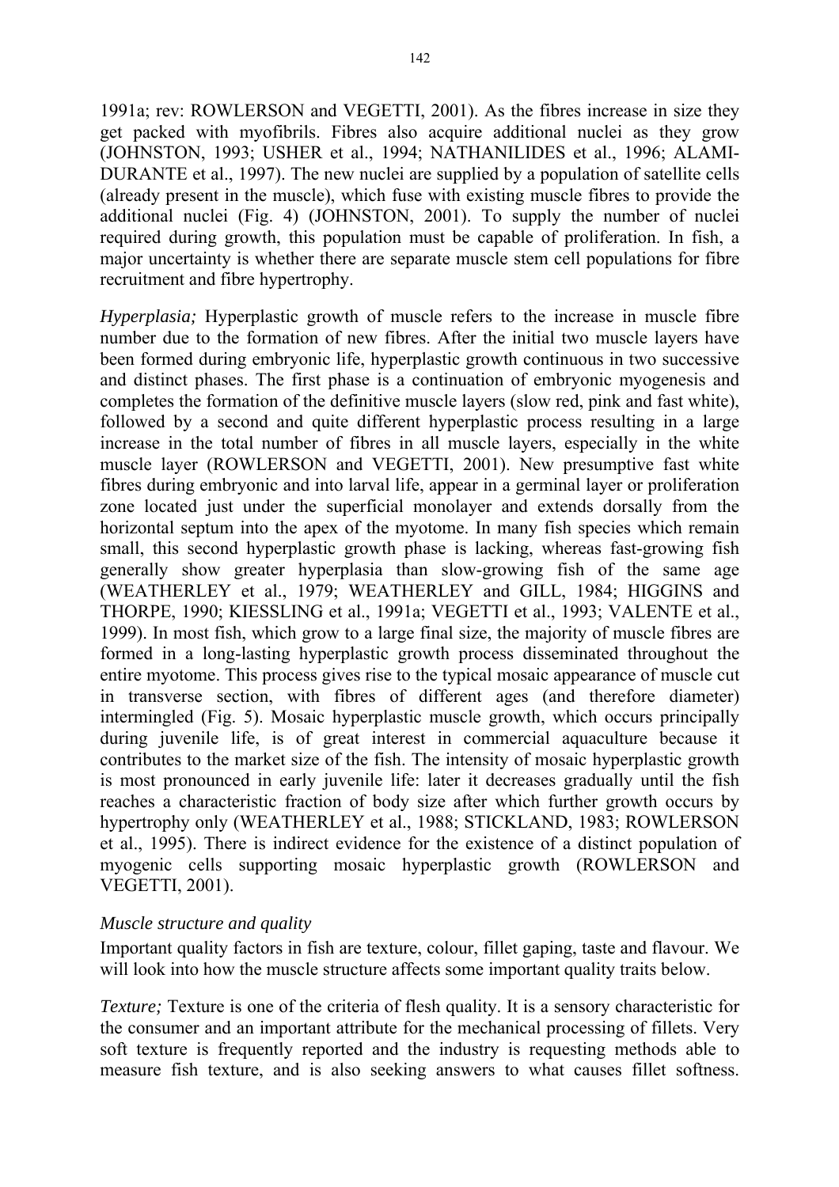1991a; rev: ROWLERSON and VEGETTI, 2001). As the fibres increase in size they get packed with myofibrils. Fibres also acquire additional nuclei as they grow (JOHNSTON, 1993; USHER et al., 1994; NATHANILIDES et al., 1996; ALAMI-DURANTE et al., 1997). The new nuclei are supplied by a population of satellite cells (already present in the muscle), which fuse with existing muscle fibres to provide the additional nuclei (Fig. 4) (JOHNSTON, 2001). To supply the number of nuclei required during growth, this population must be capable of proliferation. In fish, a major uncertainty is whether there are separate muscle stem cell populations for fibre recruitment and fibre hypertrophy.

*Hyperplasia;* Hyperplastic growth of muscle refers to the increase in muscle fibre number due to the formation of new fibres. After the initial two muscle layers have been formed during embryonic life, hyperplastic growth continuous in two successive and distinct phases. The first phase is a continuation of embryonic myogenesis and completes the formation of the definitive muscle layers (slow red, pink and fast white), followed by a second and quite different hyperplastic process resulting in a large increase in the total number of fibres in all muscle layers, especially in the white muscle layer (ROWLERSON and VEGETTI, 2001). New presumptive fast white fibres during embryonic and into larval life, appear in a germinal layer or proliferation zone located just under the superficial monolayer and extends dorsally from the horizontal septum into the apex of the myotome. In many fish species which remain small, this second hyperplastic growth phase is lacking, whereas fast-growing fish generally show greater hyperplasia than slow-growing fish of the same age (WEATHERLEY et al., 1979; WEATHERLEY and GILL, 1984; HIGGINS and THORPE, 1990; KIESSLING et al., 1991a; VEGETTI et al., 1993; VALENTE et al., 1999). In most fish, which grow to a large final size, the majority of muscle fibres are formed in a long-lasting hyperplastic growth process disseminated throughout the entire myotome. This process gives rise to the typical mosaic appearance of muscle cut in transverse section, with fibres of different ages (and therefore diameter) intermingled (Fig. 5). Mosaic hyperplastic muscle growth, which occurs principally during juvenile life, is of great interest in commercial aquaculture because it contributes to the market size of the fish. The intensity of mosaic hyperplastic growth is most pronounced in early juvenile life: later it decreases gradually until the fish reaches a characteristic fraction of body size after which further growth occurs by hypertrophy only (WEATHERLEY et al., 1988; STICKLAND, 1983; ROWLERSON et al., 1995). There is indirect evidence for the existence of a distinct population of myogenic cells supporting mosaic hyperplastic growth (ROWLERSON and VEGETTI, 2001).

### *Muscle structure and quality*

Important quality factors in fish are texture, colour, fillet gaping, taste and flavour. We will look into how the muscle structure affects some important quality traits below.

*Texture;* Texture is one of the criteria of flesh quality. It is a sensory characteristic for the consumer and an important attribute for the mechanical processing of fillets. Very soft texture is frequently reported and the industry is requesting methods able to measure fish texture, and is also seeking answers to what causes fillet softness.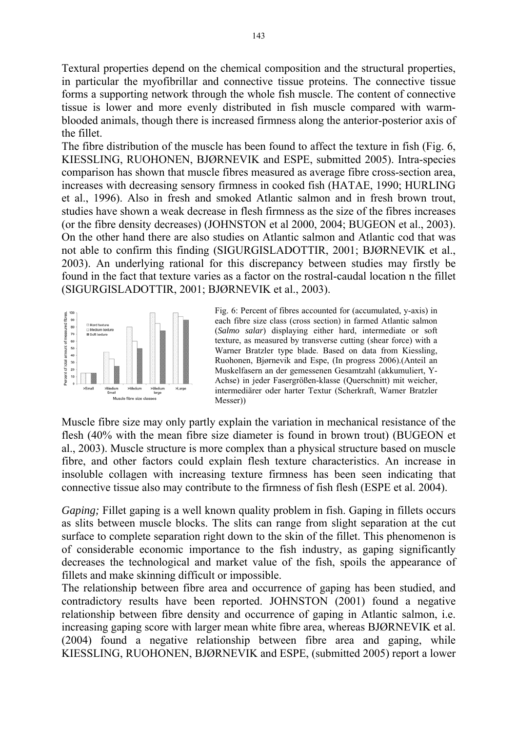Textural properties depend on the chemical composition and the structural properties, in particular the myofibrillar and connective tissue proteins. The connective tissue forms a supporting network through the whole fish muscle. The content of connective tissue is lower and more evenly distributed in fish muscle compared with warm-blooded animals, though there is increased firmness along the anterior-posterior axis of the fillet.

The fibre distribution of the muscle has been found to affect the texture in fish (Fig. 6, KIESSLING, RUOHONEN, BJØRNEVIK and ESPE, submitted 2005). Intra-species comparison has shown that muscle fibres measured as average fibre cross-section area, increases with decreasing sensory firmness in cooked fish (HATAE, 1990; HURLING et al., 1996). Also in fresh and smoked Atlantic salmon and in fresh brown trout, studies have shown a weak decrease in flesh firmness as the size of the fibres increases (or the fibre density decreases) (JOHNSTON et al 2000, 2004; BUGEON et al., 2003). On the other hand there are also studies on Atlantic salmon and Atlantic cod that was not able to confirm this finding (SIGURGISLADOTTIR, 2001; BJØRNEVIK et al., 2003). An underlying rational for this discrepancy between studies may firstly be found in the fact that texture varies as a factor on the rostral-caudal location n the fillet (SIGURGISLADOTTIR, 2001; BJØRNEVIK et al., 2003).

Fig. 6: Percent of fibres accounted for (accumulated, y-axis) in each fibre size class (cross section) in farmed Atlantic salmon (*Salmo salar*) displaying either hard, intermediate or soft texture, as measured by transverse cutting (shear force) with a Warner Bratzler type blade. Based on data from Kiessling, Ruohonen, Bjørnevik and Espe, (In progress 2006).(Anteil an Muskelfasern an der gemessenen Gesamtzahl (akkumuliert, Y-Achse) in jeder Fasergrößen-klasse (Querschnitt) mit weicher, intermediärer oder harter Textur (Scherkraft, Warner Bratzler Messer))

Muscle fibre size may only partly explain the variation in mechanical resistance of the flesh (40% with the mean fibre size diameter is found in brown trout) (BUGEON et al., 2003). Muscle structure is more complex than a physical structure based on muscle fibre, and other factors could explain flesh texture characteristics. An increase in insoluble collagen with increasing texture firmness has been seen indicating that connective tissue also may contribute to the firmness of fish flesh (ESPE et al. 2004).

*Gaping;* Fillet gaping is a well known quality problem in fish. Gaping in fillets occurs as slits between muscle blocks. The slits can range from slight separation at the cut surface to complete separation right down to the skin of the fillet. This phenomenon is of considerable economic importance to the fish industry, as gaping significantly decreases the technological and market value of the fish, spoils the appearance of fillets and make skinning difficult or impossible.

The relationship between fibre area and occurrence of gaping has been studied, and contradictory results have been reported. JOHNSTON (2001) found a negative relationship between fibre density and occurrence of gaping in Atlantic salmon, i.e. increasing gaping score with larger mean white fibre area, whereas BJØRNEVIK et al. (2004) found a negative relationship between fibre area and gaping, while KIESSLING, RUOHONEN, BJØRNEVIK and ESPE, (submitted 2005) report a lower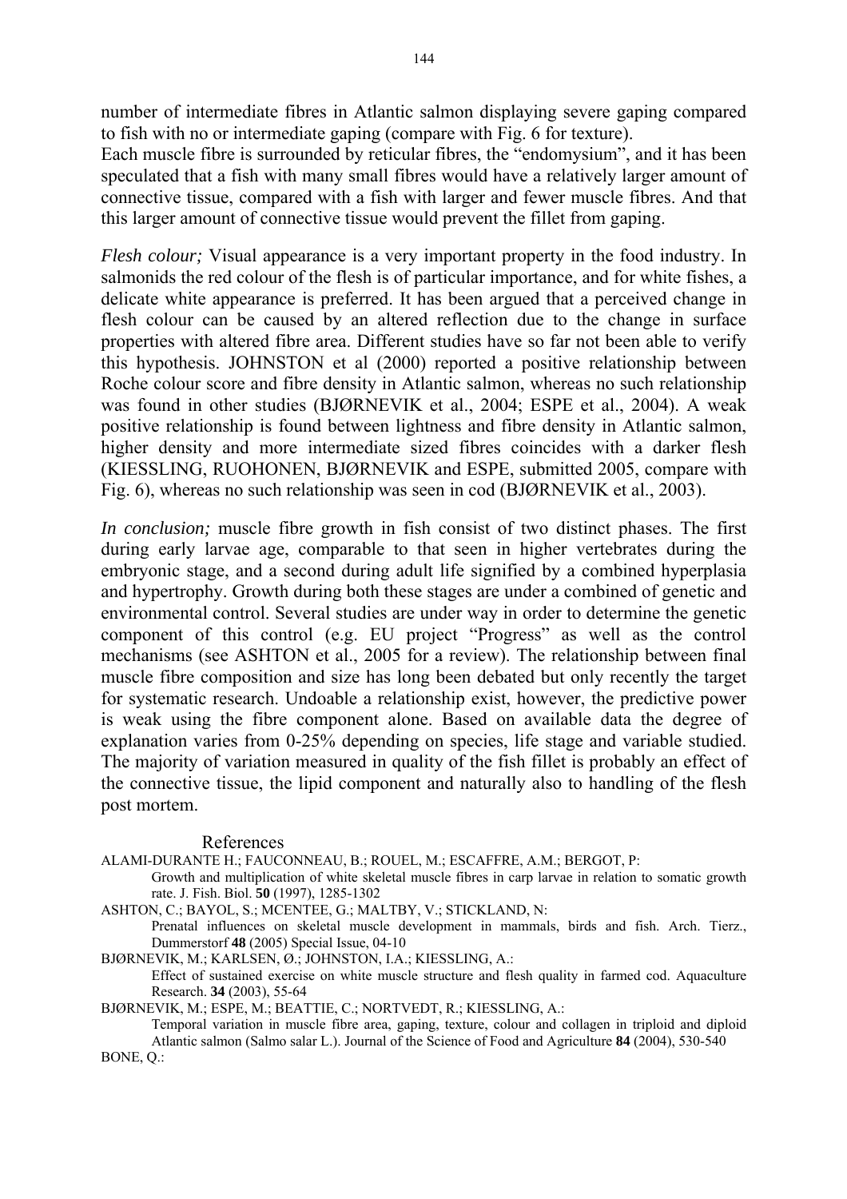number of intermediate fibres in Atlantic salmon displaying severe gaping compared to fish with no or intermediate gaping (compare with Fig. 6 for texture).
Each muscle fibre is surrounded by reticular fibres, the "endomysium", and it has been speculated that a fish with many small fibres would have a relatively larger amount of connective tissue, compared with a fish with larger and fewer muscle fibres. And that this larger amount of connective tissue would prevent the fillet from gaping.

*Flesh colour;* Visual appearance is a very important property in the food industry. In salmonids the red colour of the flesh is of particular importance, and for white fishes, a delicate white appearance is preferred. It has been argued that a perceived change in flesh colour can be caused by an altered reflection due to the change in surface properties with altered fibre area. Different studies have so far not been able to verify this hypothesis. JOHNSTON et al (2000) reported a positive relationship between Roche colour score and fibre density in Atlantic salmon, whereas no such relationship was found in other studies (BJØRNEVIK et al., 2004; ESPE et al., 2004). A weak positive relationship is found between lightness and fibre density in Atlantic salmon, higher density and more intermediate sized fibres coincides with a darker flesh (KIESSLING, RUOHONEN, BJØRNEVIK and ESPE, submitted 2005, compare with Fig. 6), whereas no such relationship was seen in cod (BJØRNEVIK et al., 2003).

*In conclusion;* muscle fibre growth in fish consist of two distinct phases. The first during early larvae age, comparable to that seen in higher vertebrates during the embryonic stage, and a second during adult life signified by a combined hyperplasia and hypertrophy. Growth during both these stages are under a combined of genetic and environmental control. Several studies are under way in order to determine the genetic component of this control (e.g. EU project "Progress" as well as the control mechanisms (see ASHTON et al., 2005 for a review). The relationship between final muscle fibre composition and size has long been debated but only recently the target for systematic research. Undoable a relationship exist, however, the predictive power is weak using the fibre component alone. Based on available data the degree of explanation varies from 0-25% depending on species, life stage and variable studied. The majority of variation measured in quality of the fish fillet is probably an effect of the connective tissue, the lipid component and naturally also to handling of the flesh post mortem.

## References

ALAMI-DURANTE H.; FAUCONNEAU, B.; ROUEL, M.; ESCAFFRE, A.M.; BERGOT, P:
Growth and multiplication of white skeletal muscle fibres in carp larvae in relation to somatic growth rate. J. Fish. Biol. **50** (1997), 1285-1302

ASHTON, C.; BAYOL, S.; MCENTEE, G.; MALTBY, V.; STICKLAND, N:
Prenatal influences on skeletal muscle development in mammals, birds and fish. Arch. Tierz., Dummerstorf **48** (2005) Special Issue, 04-10

BJØRNEVIK, M.; KARLSEN, Ø.; JOHNSTON, I.A.; KIESSLING, A.:
Effect of sustained exercise on white muscle structure and flesh quality in farmed cod. Aquaculture Research. **34** (2003), 55-64

BJØRNEVIK, M.; ESPE, M.; BEATTIE, C.; NORTVEDT, R.; KIESSLING, A.:
Temporal variation in muscle fibre area, gaping, texture, colour and collagen in triploid and diploid Atlantic salmon (Salmo salar L.). Journal of the Science of Food and Agriculture **84** (2004), 530-540

BONE, Q.: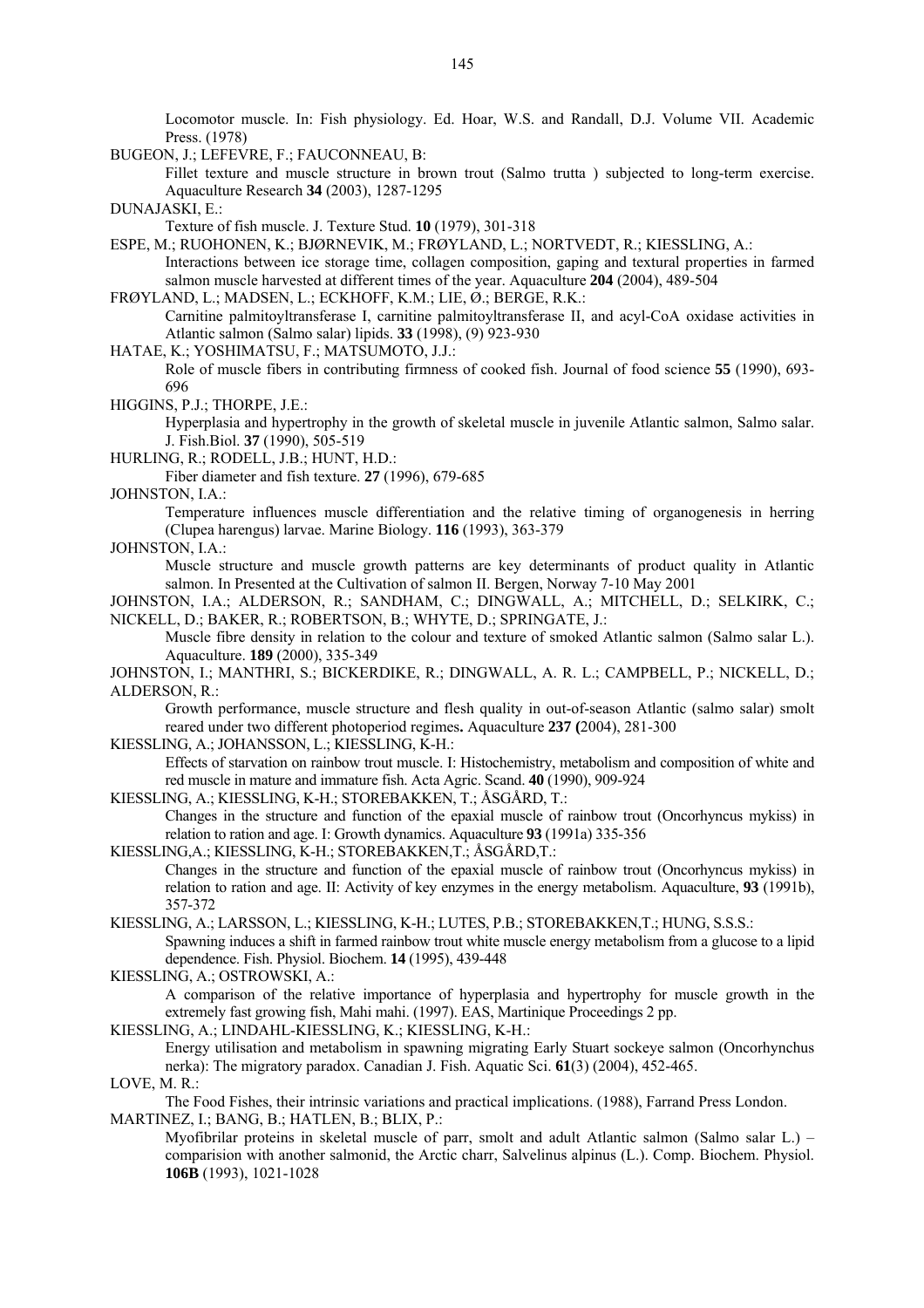Locomotor muscle. In: Fish physiology. Ed. Hoar, W.S. and Randall, D.J. Volume VII. Academic Press. (1978)

BUGEON, J.; LEFEVRE, F.; FAUCONNEAU, B:
Fillet texture and muscle structure in brown trout (Salmo trutta ) subjected to long-term exercise. Aquaculture Research **34** (2003), 1287-1295

DUNAJASKI, E.:
Texture of fish muscle. J. Texture Stud. **10** (1979), 301-318

ESPE, M.; RUOHONEN, K.; BJØRNEVIK, M.; FRØYLAND, L.; NORTVEDT, R.; KIESSLING, A.:
Interactions between ice storage time, collagen composition, gaping and textural properties in farmed salmon muscle harvested at different times of the year. Aquaculture **204** (2004), 489-504

FRØYLAND, L.; MADSEN, L.; ECKHOFF, K.M.; LIE, Ø.; BERGE, R.K.:
Carnitine palmitoyltransferase I, carnitine palmitoyltransferase II, and acyl-CoA oxidase activities in Atlantic salmon (Salmo salar) lipids. **33** (1998), (9) 923-930

HATAE, K.; YOSHIMATSU, F.; MATSUMOTO, J.J.:
Role of muscle fibers in contributing firmness of cooked fish. Journal of food science **55** (1990), 693-696

HIGGINS, P.J.; THORPE, J.E.:
Hyperplasia and hypertrophy in the growth of skeletal muscle in juvenile Atlantic salmon, Salmo salar. J. Fish.Biol. **37** (1990), 505-519

HURLING, R.; RODELL, J.B.; HUNT, H.D.:
Fiber diameter and fish texture. **27** (1996), 679-685

JOHNSTON, I.A.:
Temperature influences muscle differentiation and the relative timing of organogenesis in herring (Clupea harengus) larvae. Marine Biology. **116** (1993), 363-379

JOHNSTON, I.A.:
Muscle structure and muscle growth patterns are key determinants of product quality in Atlantic salmon. In Presented at the Cultivation of salmon II. Bergen, Norway 7-10 May 2001

JOHNSTON, I.A.; ALDERSON, R.; SANDHAM, C.; DINGWALL, A.; MITCHELL, D.; SELKIRK, C.; NICKELL, D.; BAKER, R.; ROBERTSON, B.; WHYTE, D.; SPRINGATE, J.:
Muscle fibre density in relation to the colour and texture of smoked Atlantic salmon (Salmo salar L.). Aquaculture. **189** (2000), 335-349

JOHNSTON, I.; MANTHRI, S.; BICKERDIKE, R.; DINGWALL, A. R. L.; CAMPBELL, P.; NICKELL, D.; ALDERSON, R.:
Growth performance, muscle structure and flesh quality in out-of-season Atlantic (salmo salar) smolt reared under two different photoperiod regimes**.** Aquaculture **237 (**2004), 281-300

KIESSLING, A.; JOHANSSON, L.; KIESSLING, K-H.:
Effects of starvation on rainbow trout muscle. I: Histochemistry, metabolism and composition of white and red muscle in mature and immature fish. Acta Agric. Scand. **40** (1990), 909-924

KIESSLING, A.; KIESSLING, K-H.; STOREBAKKEN, T.; ÅSGÅRD, T.:
Changes in the structure and function of the epaxial muscle of rainbow trout (Oncorhyncus mykiss) in relation to ration and age. I: Growth dynamics. Aquaculture **93** (1991a) 335-356

KIESSLING,A.; KIESSLING, K-H.; STOREBAKKEN,T.; ÅSGÅRD,T.:
Changes in the structure and function of the epaxial muscle of rainbow trout (Oncorhyncus mykiss) in relation to ration and age. II: Activity of key enzymes in the energy metabolism. Aquaculture, **93** (1991b), 357-372

KIESSLING, A.; LARSSON, L.; KIESSLING, K-H.; LUTES, P.B.; STOREBAKKEN,T.; HUNG, S.S.S.:
Spawning induces a shift in farmed rainbow trout white muscle energy metabolism from a glucose to a lipid dependence. Fish. Physiol. Biochem. **14** (1995), 439-448

KIESSLING, A.; OSTROWSKI, A.:
A comparison of the relative importance of hyperplasia and hypertrophy for muscle growth in the extremely fast growing fish, Mahi mahi. (1997). EAS, Martinique Proceedings 2 pp.

KIESSLING, A.; LINDAHL-KIESSLING, K.; KIESSLING, K-H.:
Energy utilisation and metabolism in spawning migrating Early Stuart sockeye salmon (Oncorhynchus nerka): The migratory paradox. Canadian J. Fish. Aquatic Sci. **61**(3) (2004), 452-465.

LOVE, M. R.:
The Food Fishes, their intrinsic variations and practical implications. (1988), Farrand Press London.

MARTINEZ, I.; BANG, B.; HATLEN, B.; BLIX, P.:
Myofibrilar proteins in skeletal muscle of parr, smolt and adult Atlantic salmon (Salmo salar L.) – comparision with another salmonid, the Arctic charr, Salvelinus alpinus (L.). Comp. Biochem. Physiol. **106B** (1993), 1021-1028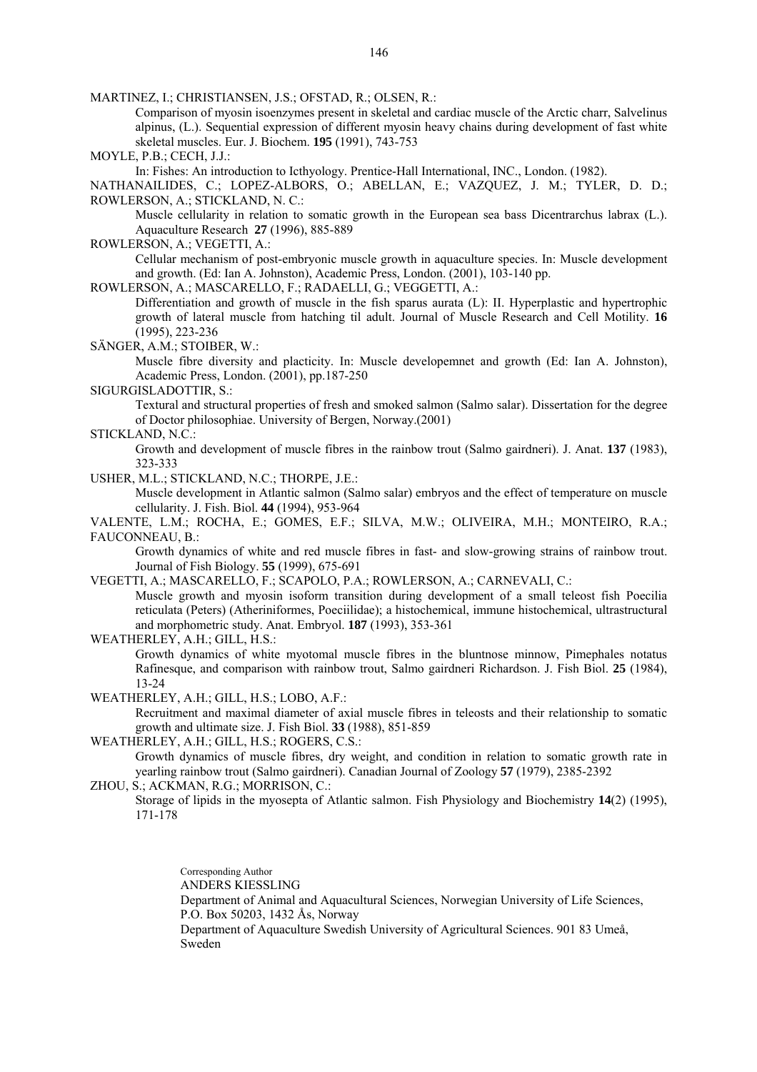MARTINEZ, I.; CHRISTIANSEN, J.S.; OFSTAD, R.; OLSEN, R.:

Comparison of myosin isoenzymes present in skeletal and cardiac muscle of the Arctic charr, Salvelinus alpinus, (L.). Sequential expression of different myosin heavy chains during development of fast white skeletal muscles. Eur. J. Biochem. **195** (1991), 743-753

MOYLE, P.B.; CECH, J.J.:

In: Fishes: An introduction to Icthyology. Prentice-Hall International, INC., London. (1982).

NATHANAILIDES, C.; LOPEZ-ALBORS, O.; ABELLAN, E.; VAZQUEZ, J. M.; TYLER, D. D.; ROWLERSON, A.; STICKLAND, N. C.:

Muscle cellularity in relation to somatic growth in the European sea bass Dicentrarchus labrax (L.). Aquaculture Research **27** (1996), 885-889

ROWLERSON, A.; VEGETTI, A.:

Cellular mechanism of post-embryonic muscle growth in aquaculture species. In: Muscle development and growth. (Ed: Ian A. Johnston), Academic Press, London. (2001), 103-140 pp.

ROWLERSON, A.; MASCARELLO, F.; RADAELLI, G.; VEGGETTI, A.:

Differentiation and growth of muscle in the fish sparus aurata (L): II. Hyperplastic and hypertrophic growth of lateral muscle from hatching til adult. Journal of Muscle Research and Cell Motility. **16** (1995), 223-236

SÄNGER, A.M.; STOIBER, W.:

Muscle fibre diversity and placticity. In: Muscle developemnet and growth (Ed: Ian A. Johnston), Academic Press, London. (2001), pp.187-250

SIGURGISLADOTTIR, S.:

Textural and structural properties of fresh and smoked salmon (Salmo salar). Dissertation for the degree of Doctor philosophiae. University of Bergen, Norway.(2001)

STICKLAND, N.C.:

Growth and development of muscle fibres in the rainbow trout (Salmo gairdneri). J. Anat. **137** (1983), 323-333

USHER, M.L.; STICKLAND, N.C.; THORPE, J.E.:

Muscle development in Atlantic salmon (Salmo salar) embryos and the effect of temperature on muscle cellularity. J. Fish. Biol. **44** (1994), 953-964

VALENTE, L.M.; ROCHA, E.; GOMES, E.F.; SILVA, M.W.; OLIVEIRA, M.H.; MONTEIRO, R.A.; FAUCONNEAU, B.:

Growth dynamics of white and red muscle fibres in fast- and slow-growing strains of rainbow trout. Journal of Fish Biology. **55** (1999), 675-691

VEGETTI, A.; MASCARELLO, F.; SCAPOLO, P.A.; ROWLERSON, A.; CARNEVALI, C.:

Muscle growth and myosin isoform transition during development of a small teleost fish Poecilia reticulata (Peters) (Atheriniformes, Poeciilidae); a histochemical, immune histochemical, ultrastructural and morphometric study. Anat. Embryol. **187** (1993), 353-361

WEATHERLEY, A.H.; GILL, H.S.:

Growth dynamics of white myotomal muscle fibres in the bluntnose minnow, Pimephales notatus Rafinesque, and comparison with rainbow trout, Salmo gairdneri Richardson. J. Fish Biol. **25** (1984), 13-24

WEATHERLEY, A.H.; GILL, H.S.; LOBO, A.F.:

Recruitment and maximal diameter of axial muscle fibres in teleosts and their relationship to somatic growth and ultimate size. J. Fish Biol. **33** (1988), 851-859

WEATHERLEY, A.H.; GILL, H.S.; ROGERS, C.S.:

Growth dynamics of muscle fibres, dry weight, and condition in relation to somatic growth rate in yearling rainbow trout (Salmo gairdneri). Canadian Journal of Zoology **57** (1979), 2385-2392

ZHOU, S.; ACKMAN, R.G.; MORRISON, C.:

Storage of lipids in the myosepta of Atlantic salmon. Fish Physiology and Biochemistry **14**(2) (1995), 171-178

Corresponding Author
ANDERS KIESSLING
Department of Animal and Aquacultural Sciences, Norwegian University of Life Sciences, P.O. Box 50203, 1432 Ås, Norway
Department of Aquaculture Swedish University of Agricultural Sciences. 901 83 Umeå, Sweden